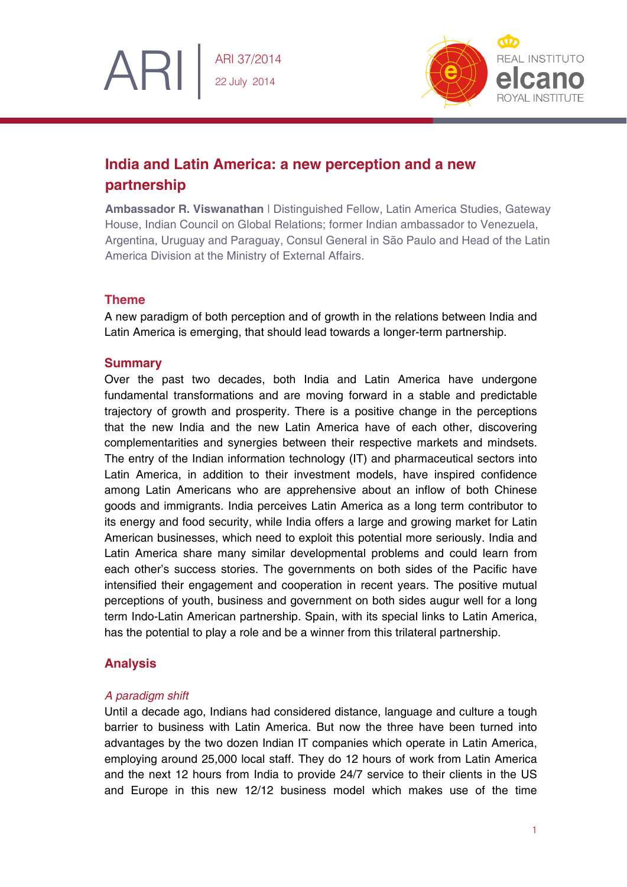ARI 37/2014
22 July 2014

# India and Latin America: a new perception and a new partnership

**Ambassador R. Viswanathan** | Distinguished Fellow, Latin America Studies, Gateway House, Indian Council on Global Relations; former Indian ambassador to Venezuela, Argentina, Uruguay and Paraguay, Consul General in São Paulo and Head of the Latin America Division at the Ministry of External Affairs.

## Theme

A new paradigm of both perception and of growth in the relations between India and Latin America is emerging, that should lead towards a longer-term partnership.

## Summary

Over the past two decades, both India and Latin America have undergone fundamental transformations and are moving forward in a stable and predictable trajectory of growth and prosperity. There is a positive change in the perceptions that the new India and the new Latin America have of each other, discovering complementarities and synergies between their respective markets and mindsets. The entry of the Indian information technology (IT) and pharmaceutical sectors into Latin America, in addition to their investment models, have inspired confidence among Latin Americans who are apprehensive about an inflow of both Chinese goods and immigrants. India perceives Latin America as a long term contributor to its energy and food security, while India offers a large and growing market for Latin American businesses, which need to exploit this potential more seriously. India and Latin America share many similar developmental problems and could learn from each other's success stories. The governments on both sides of the Pacific have intensified their engagement and cooperation in recent years. The positive mutual perceptions of youth, business and government on both sides augur well for a long term Indo-Latin American partnership. Spain, with its special links to Latin America, has the potential to play a role and be a winner from this trilateral partnership.

## Analysis

### *A paradigm shift*

Until a decade ago, Indians had considered distance, language and culture a tough barrier to business with Latin America. But now the three have been turned into advantages by the two dozen Indian IT companies which operate in Latin America, employing around 25,000 local staff. They do 12 hours of work from Latin America and the next 12 hours from India to provide 24/7 service to their clients in the US and Europe in this new 12/12 business model which makes use of the time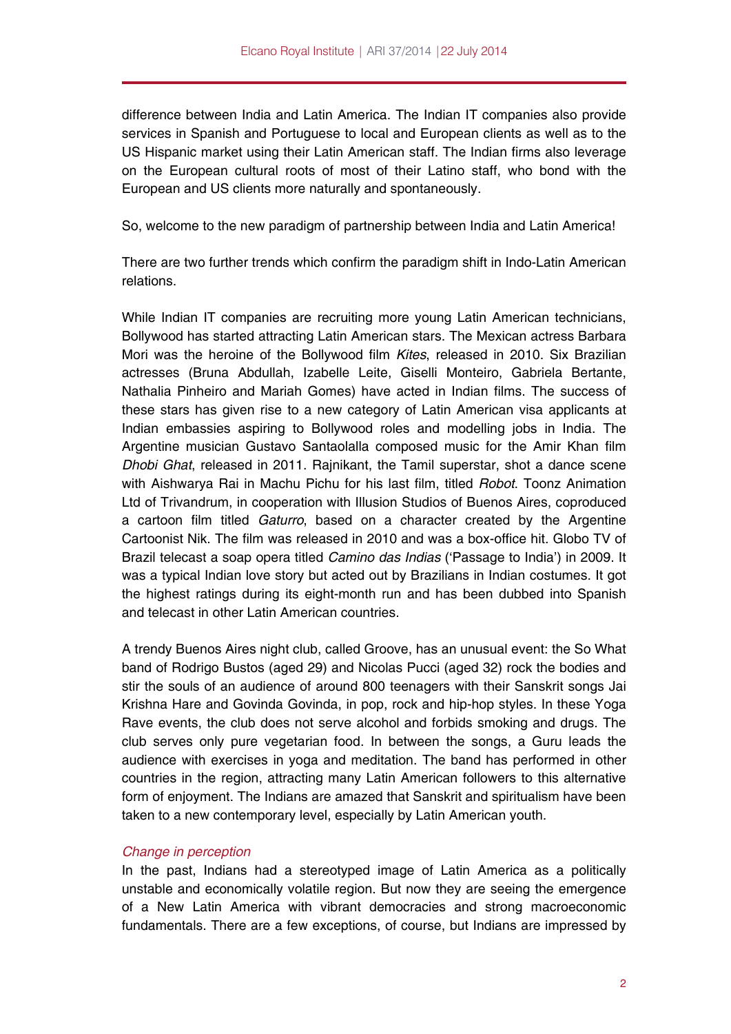difference between India and Latin America. The Indian IT companies also provide services in Spanish and Portuguese to local and European clients as well as to the US Hispanic market using their Latin American staff. The Indian firms also leverage on the European cultural roots of most of their Latino staff, who bond with the European and US clients more naturally and spontaneously.

So, welcome to the new paradigm of partnership between India and Latin America!

There are two further trends which confirm the paradigm shift in Indo-Latin American relations.

While Indian IT companies are recruiting more young Latin American technicians, Bollywood has started attracting Latin American stars. The Mexican actress Barbara Mori was the heroine of the Bollywood film *Kites*, released in 2010. Six Brazilian actresses (Bruna Abdullah, Izabelle Leite, Giselli Monteiro, Gabriela Bertante, Nathalia Pinheiro and Mariah Gomes) have acted in Indian films. The success of these stars has given rise to a new category of Latin American visa applicants at Indian embassies aspiring to Bollywood roles and modelling jobs in India. The Argentine musician Gustavo Santaolalla composed music for the Amir Khan film *Dhobi Ghat*, released in 2011. Rajnikant, the Tamil superstar, shot a dance scene with Aishwarya Rai in Machu Pichu for his last film, titled *Robot*. Toonz Animation Ltd of Trivandrum, in cooperation with Illusion Studios of Buenos Aires, coproduced a cartoon film titled *Gaturro*, based on a character created by the Argentine Cartoonist Nik. The film was released in 2010 and was a box-office hit. Globo TV of Brazil telecast a soap opera titled *Camino das Indias* ('Passage to India') in 2009. It was a typical Indian love story but acted out by Brazilians in Indian costumes. It got the highest ratings during its eight-month run and has been dubbed into Spanish and telecast in other Latin American countries.

A trendy Buenos Aires night club, called Groove, has an unusual event: the So What band of Rodrigo Bustos (aged 29) and Nicolas Pucci (aged 32) rock the bodies and stir the souls of an audience of around 800 teenagers with their Sanskrit songs Jai Krishna Hare and Govinda Govinda, in pop, rock and hip-hop styles. In these Yoga Rave events, the club does not serve alcohol and forbids smoking and drugs. The club serves only pure vegetarian food. In between the songs, a Guru leads the audience with exercises in yoga and meditation. The band has performed in other countries in the region, attracting many Latin American followers to this alternative form of enjoyment. The Indians are amazed that Sanskrit and spiritualism have been taken to a new contemporary level, especially by Latin American youth.

### *Change in perception*

In the past, Indians had a stereotyped image of Latin America as a politically unstable and economically volatile region. But now they are seeing the emergence of a New Latin America with vibrant democracies and strong macroeconomic fundamentals. There are a few exceptions, of course, but Indians are impressed by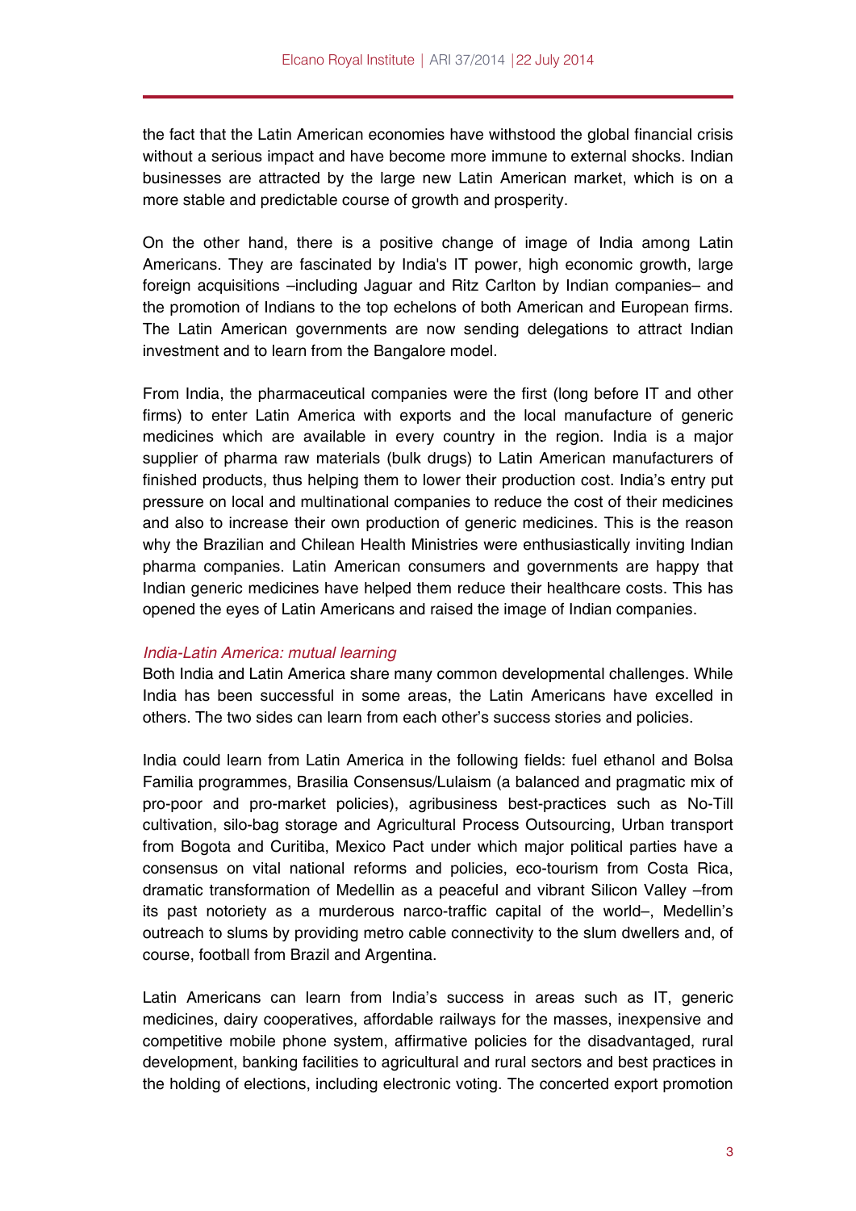the fact that the Latin American economies have withstood the global financial crisis without a serious impact and have become more immune to external shocks. Indian businesses are attracted by the large new Latin American market, which is on a more stable and predictable course of growth and prosperity.

On the other hand, there is a positive change of image of India among Latin Americans. They are fascinated by India's IT power, high economic growth, large foreign acquisitions –including Jaguar and Ritz Carlton by Indian companies– and the promotion of Indians to the top echelons of both American and European firms. The Latin American governments are now sending delegations to attract Indian investment and to learn from the Bangalore model.

From India, the pharmaceutical companies were the first (long before IT and other firms) to enter Latin America with exports and the local manufacture of generic medicines which are available in every country in the region. India is a major supplier of pharma raw materials (bulk drugs) to Latin American manufacturers of finished products, thus helping them to lower their production cost. India's entry put pressure on local and multinational companies to reduce the cost of their medicines and also to increase their own production of generic medicines. This is the reason why the Brazilian and Chilean Health Ministries were enthusiastically inviting Indian pharma companies. Latin American consumers and governments are happy that Indian generic medicines have helped them reduce their healthcare costs. This has opened the eyes of Latin Americans and raised the image of Indian companies.

*India-Latin America: mutual learning*

Both India and Latin America share many common developmental challenges. While India has been successful in some areas, the Latin Americans have excelled in others. The two sides can learn from each other's success stories and policies.

India could learn from Latin America in the following fields: fuel ethanol and Bolsa Familia programmes, Brasilia Consensus/Lulaism (a balanced and pragmatic mix of pro-poor and pro-market policies), agribusiness best-practices such as No-Till cultivation, silo-bag storage and Agricultural Process Outsourcing, Urban transport from Bogota and Curitiba, Mexico Pact under which major political parties have a consensus on vital national reforms and policies, eco-tourism from Costa Rica, dramatic transformation of Medellin as a peaceful and vibrant Silicon Valley –from its past notoriety as a murderous narco-traffic capital of the world–, Medellin's outreach to slums by providing metro cable connectivity to the slum dwellers and, of course, football from Brazil and Argentina.

Latin Americans can learn from India's success in areas such as IT, generic medicines, dairy cooperatives, affordable railways for the masses, inexpensive and competitive mobile phone system, affirmative policies for the disadvantaged, rural development, banking facilities to agricultural and rural sectors and best practices in the holding of elections, including electronic voting. The concerted export promotion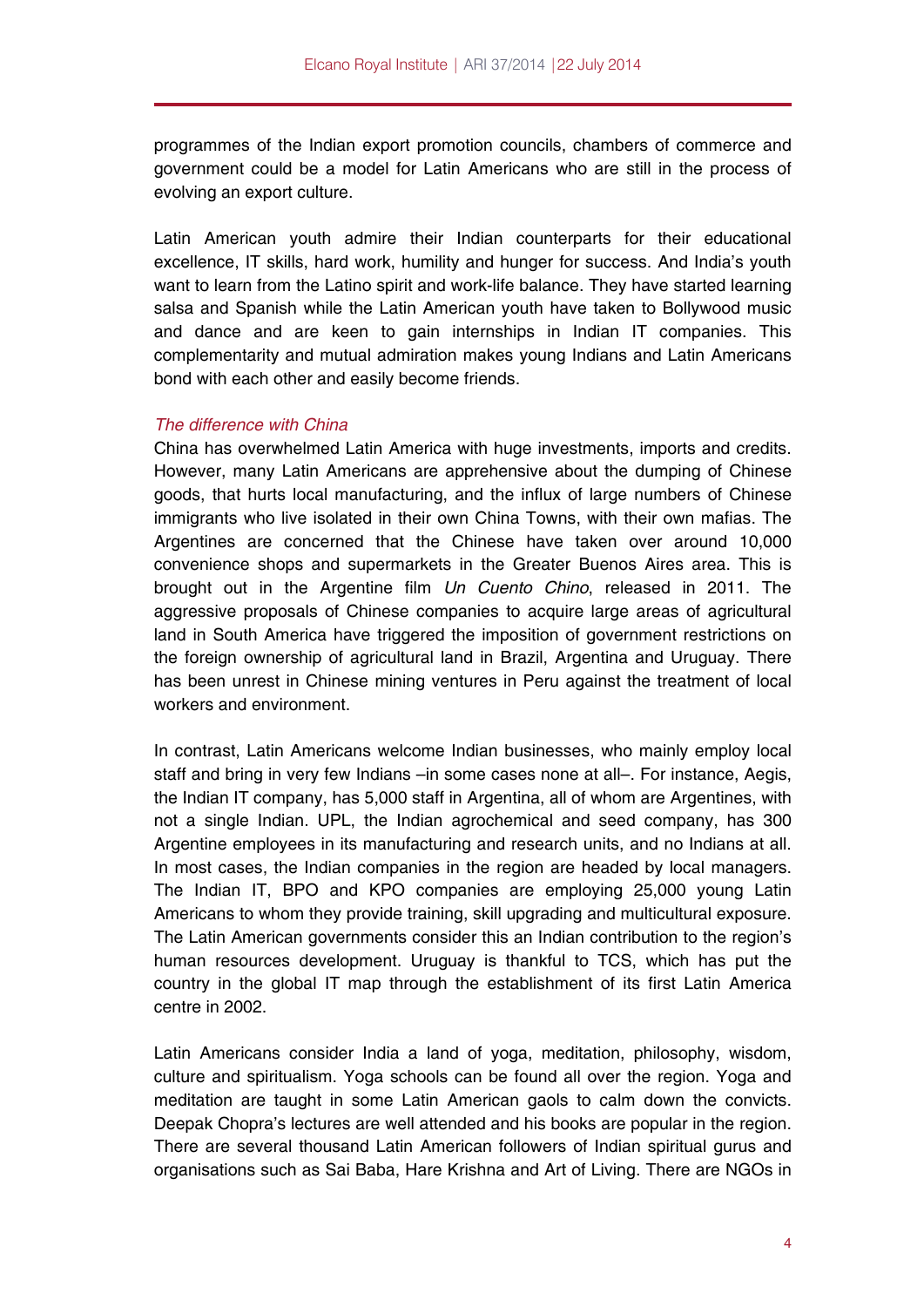programmes of the Indian export promotion councils, chambers of commerce and government could be a model for Latin Americans who are still in the process of evolving an export culture.

Latin American youth admire their Indian counterparts for their educational excellence, IT skills, hard work, humility and hunger for success. And India's youth want to learn from the Latino spirit and work-life balance. They have started learning salsa and Spanish while the Latin American youth have taken to Bollywood music and dance and are keen to gain internships in Indian IT companies. This complementarity and mutual admiration makes young Indians and Latin Americans bond with each other and easily become friends.

*The difference with China*

China has overwhelmed Latin America with huge investments, imports and credits. However, many Latin Americans are apprehensive about the dumping of Chinese goods, that hurts local manufacturing, and the influx of large numbers of Chinese immigrants who live isolated in their own China Towns, with their own mafias. The Argentines are concerned that the Chinese have taken over around 10,000 convenience shops and supermarkets in the Greater Buenos Aires area. This is brought out in the Argentine film *Un Cuento Chino*, released in 2011. The aggressive proposals of Chinese companies to acquire large areas of agricultural land in South America have triggered the imposition of government restrictions on the foreign ownership of agricultural land in Brazil, Argentina and Uruguay. There has been unrest in Chinese mining ventures in Peru against the treatment of local workers and environment.

In contrast, Latin Americans welcome Indian businesses, who mainly employ local staff and bring in very few Indians –in some cases none at all–. For instance, Aegis, the Indian IT company, has 5,000 staff in Argentina, all of whom are Argentines, with not a single Indian. UPL, the Indian agrochemical and seed company, has 300 Argentine employees in its manufacturing and research units, and no Indians at all. In most cases, the Indian companies in the region are headed by local managers. The Indian IT, BPO and KPO companies are employing 25,000 young Latin Americans to whom they provide training, skill upgrading and multicultural exposure. The Latin American governments consider this an Indian contribution to the region's human resources development. Uruguay is thankful to TCS, which has put the country in the global IT map through the establishment of its first Latin America centre in 2002.

Latin Americans consider India a land of yoga, meditation, philosophy, wisdom, culture and spiritualism. Yoga schools can be found all over the region. Yoga and meditation are taught in some Latin American gaols to calm down the convicts. Deepak Chopra's lectures are well attended and his books are popular in the region. There are several thousand Latin American followers of Indian spiritual gurus and organisations such as Sai Baba, Hare Krishna and Art of Living. There are NGOs in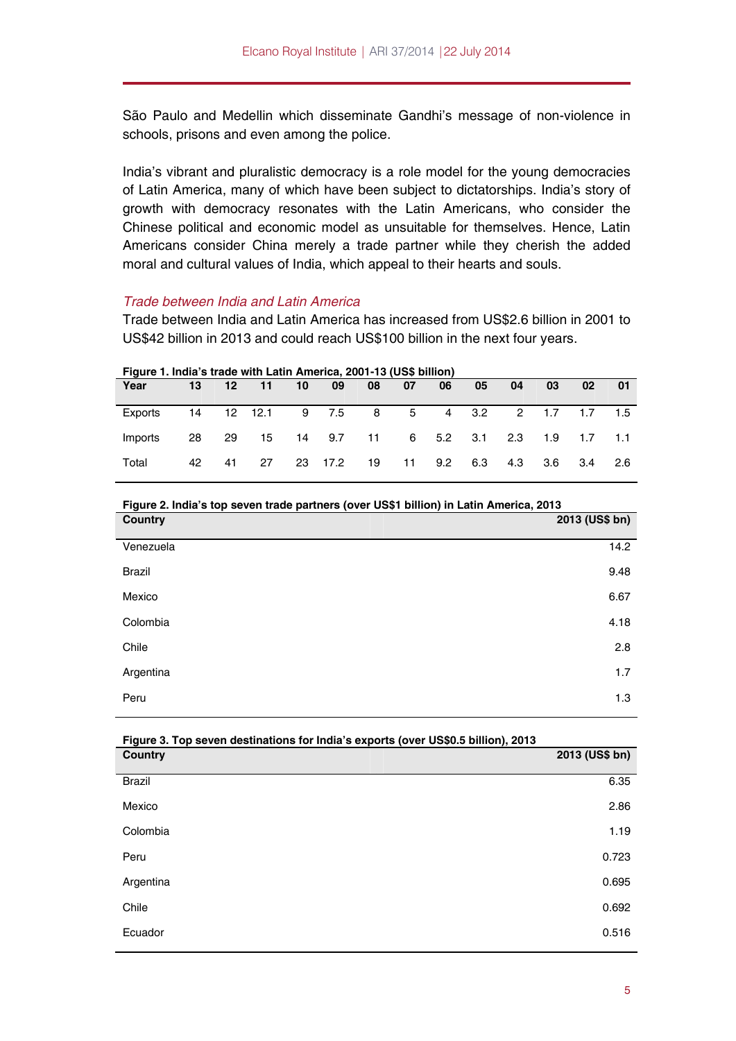São Paulo and Medellin which disseminate Gandhi's message of non-violence in schools, prisons and even among the police.

India's vibrant and pluralistic democracy is a role model for the young democracies of Latin America, many of which have been subject to dictatorships. India's story of growth with democracy resonates with the Latin Americans, who consider the Chinese political and economic model as unsuitable for themselves. Hence, Latin Americans consider China merely a trade partner while they cherish the added moral and cultural values of India, which appeal to their hearts and souls.

### *Trade between India and Latin America*

Trade between India and Latin America has increased from US$2.6 billion in 2001 to US$42 billion in 2013 and could reach US$100 billion in the next four years.

**Figure 1. India's trade with Latin America, 2001-13 (US$ billion)**

| Year | 13 | 12 | 11 | 10 | 09 | 08 | 07 | 06 | 05 | 04 | 03 | 02 | 01 |
|---|---|---|---|---|---|---|---|---|---|---|---|---|---|
| Exports | 14 | 12 | 12.1 | 9 | 7.5 | 8 | 5 | 4 | 3.2 | 2 | 1.7 | 1.7 | 1.5 |
| Imports | 28 | 29 | 15 | 14 | 9.7 | 11 | 6 | 5.2 | 3.1 | 2.3 | 1.9 | 1.7 | 1.1 |
| Total | 42 | 41 | 27 | 23 | 17.2 | 19 | 11 | 9.2 | 6.3 | 4.3 | 3.6 | 3.4 | 2.6 |

**Figure 2. India's top seven trade partners (over US$1 billion) in Latin America, 2013**

| Country | 2013 (US$ bn) |
|---|---|
| Venezuela | 14.2 |
| Brazil | 9.48 |
| Mexico | 6.67 |
| Colombia | 4.18 |
| Chile | 2.8 |
| Argentina | 1.7 |
| Peru | 1.3 |

**Figure 3. Top seven destinations for India's exports (over US$0.5 billion), 2013**

| Country | 2013 (US$ bn) |
|---|---|
| Brazil | 6.35 |
| Mexico | 2.86 |
| Colombia | 1.19 |
| Peru | 0.723 |
| Argentina | 0.695 |
| Chile | 0.692 |
| Ecuador | 0.516 |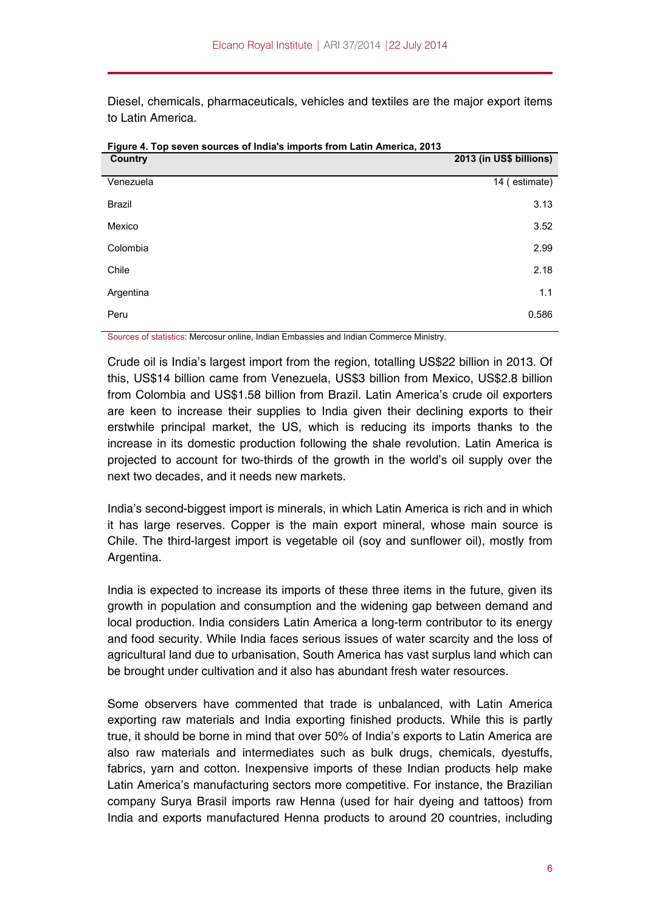Diesel, chemicals, pharmaceuticals, vehicles and textiles are the major export items to Latin America.

**Figure 4. Top seven sources of India's imports from Latin America, 2013**

| Country | 2013 (in US$ billions) |
|---|---|
| Venezuela | 14 ( estimate) |
| Brazil | 3.13 |
| Mexico | 3.52 |
| Colombia | 2.99 |
| Chile | 2.18 |
| Argentina | 1.1 |
| Peru | 0.586 |

Sources of statistics: Mercosur online, Indian Embassies and Indian Commerce Ministry.

Crude oil is India's largest import from the region, totalling US$22 billion in 2013. Of this, US$14 billion came from Venezuela, US$3 billion from Mexico, US$2.8 billion from Colombia and US$1.58 billion from Brazil. Latin America's crude oil exporters are keen to increase their supplies to India given their declining exports to their erstwhile principal market, the US, which is reducing its imports thanks to the increase in its domestic production following the shale revolution. Latin America is projected to account for two-thirds of the growth in the world's oil supply over the next two decades, and it needs new markets.

India's second-biggest import is minerals, in which Latin America is rich and in which it has large reserves. Copper is the main export mineral, whose main source is Chile. The third-largest import is vegetable oil (soy and sunflower oil), mostly from Argentina.

India is expected to increase its imports of these three items in the future, given its growth in population and consumption and the widening gap between demand and local production. India considers Latin America a long-term contributor to its energy and food security. While India faces serious issues of water scarcity and the loss of agricultural land due to urbanisation, South America has vast surplus land which can be brought under cultivation and it also has abundant fresh water resources.

Some observers have commented that trade is unbalanced, with Latin America exporting raw materials and India exporting finished products. While this is partly true, it should be borne in mind that over 50% of India's exports to Latin America are also raw materials and intermediates such as bulk drugs, chemicals, dyestuffs, fabrics, yarn and cotton. Inexpensive imports of these Indian products help make Latin America's manufacturing sectors more competitive. For instance, the Brazilian company Surya Brasil imports raw Henna (used for hair dyeing and tattoos) from India and exports manufactured Henna products to around 20 countries, including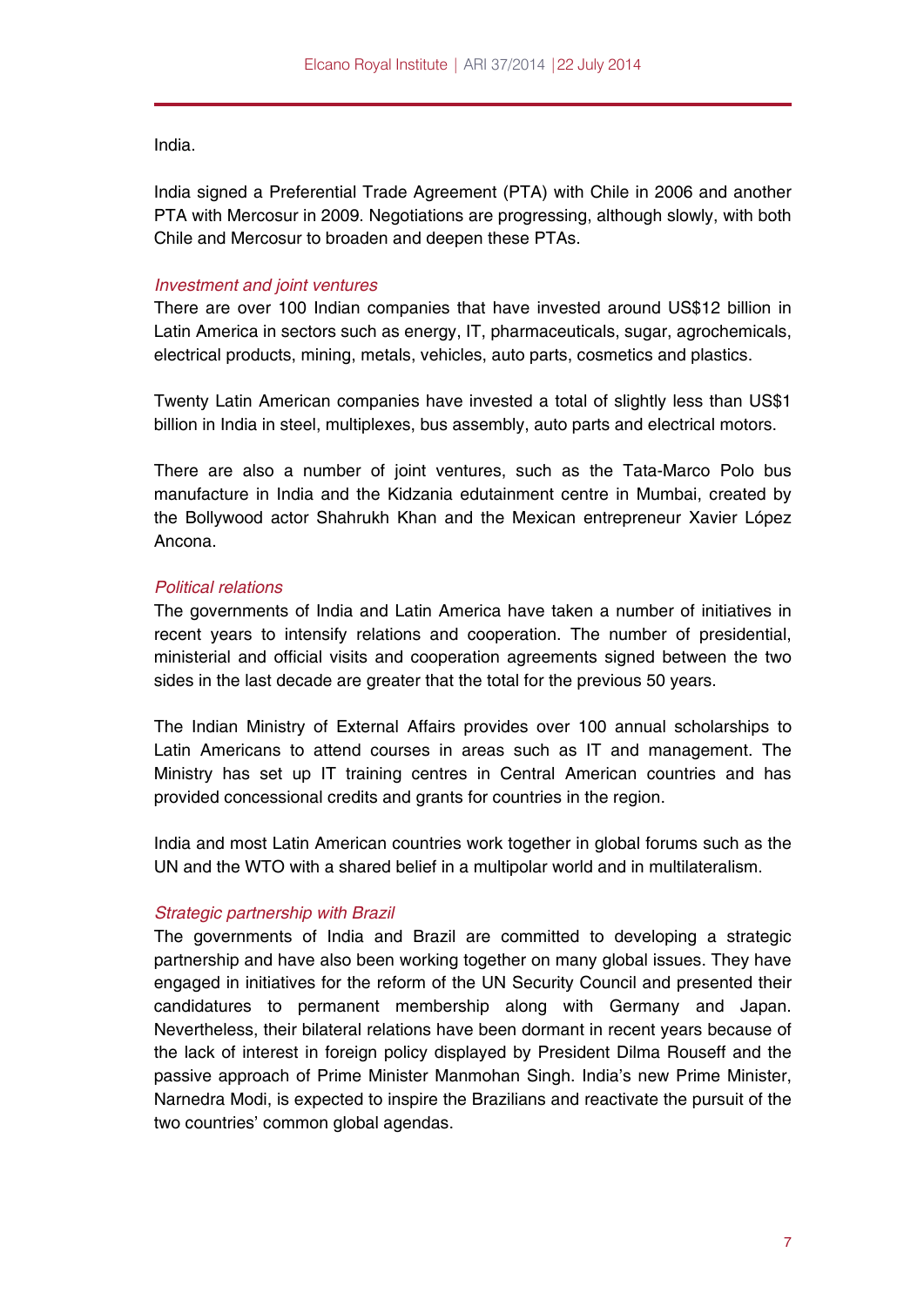India.

India signed a Preferential Trade Agreement (PTA) with Chile in 2006 and another PTA with Mercosur in 2009. Negotiations are progressing, although slowly, with both Chile and Mercosur to broaden and deepen these PTAs.

*Investment and joint ventures*

There are over 100 Indian companies that have invested around US$12 billion in Latin America in sectors such as energy, IT, pharmaceuticals, sugar, agrochemicals, electrical products, mining, metals, vehicles, auto parts, cosmetics and plastics.

Twenty Latin American companies have invested a total of slightly less than US$1 billion in India in steel, multiplexes, bus assembly, auto parts and electrical motors.

There are also a number of joint ventures, such as the Tata-Marco Polo bus manufacture in India and the Kidzania edutainment centre in Mumbai, created by the Bollywood actor Shahrukh Khan and the Mexican entrepreneur Xavier López Ancona.

*Political relations*

The governments of India and Latin America have taken a number of initiatives in recent years to intensify relations and cooperation. The number of presidential, ministerial and official visits and cooperation agreements signed between the two sides in the last decade are greater that the total for the previous 50 years.

The Indian Ministry of External Affairs provides over 100 annual scholarships to Latin Americans to attend courses in areas such as IT and management. The Ministry has set up IT training centres in Central American countries and has provided concessional credits and grants for countries in the region.

India and most Latin American countries work together in global forums such as the UN and the WTO with a shared belief in a multipolar world and in multilateralism.

*Strategic partnership with Brazil*

The governments of India and Brazil are committed to developing a strategic partnership and have also been working together on many global issues. They have engaged in initiatives for the reform of the UN Security Council and presented their candidatures to permanent membership along with Germany and Japan. Nevertheless, their bilateral relations have been dormant in recent years because of the lack of interest in foreign policy displayed by President Dilma Rouseff and the passive approach of Prime Minister Manmohan Singh. India's new Prime Minister, Narnedra Modi, is expected to inspire the Brazilians and reactivate the pursuit of the two countries' common global agendas.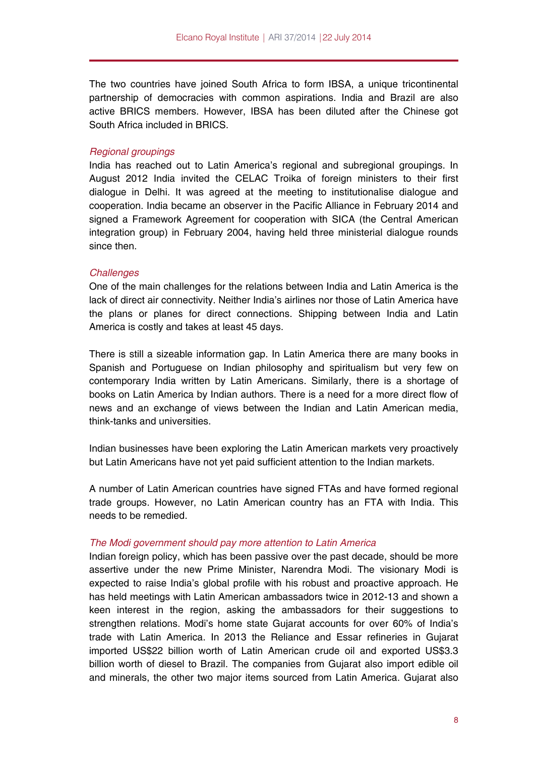The two countries have joined South Africa to form IBSA, a unique tricontinental partnership of democracies with common aspirations. India and Brazil are also active BRICS members. However, IBSA has been diluted after the Chinese got South Africa included in BRICS.

*Regional groupings*

India has reached out to Latin America's regional and subregional groupings. In August 2012 India invited the CELAC Troika of foreign ministers to their first dialogue in Delhi. It was agreed at the meeting to institutionalise dialogue and cooperation. India became an observer in the Pacific Alliance in February 2014 and signed a Framework Agreement for cooperation with SICA (the Central American integration group) in February 2004, having held three ministerial dialogue rounds since then.

*Challenges*

One of the main challenges for the relations between India and Latin America is the lack of direct air connectivity. Neither India's airlines nor those of Latin America have the plans or planes for direct connections. Shipping between India and Latin America is costly and takes at least 45 days.

There is still a sizeable information gap. In Latin America there are many books in Spanish and Portuguese on Indian philosophy and spiritualism but very few on contemporary India written by Latin Americans. Similarly, there is a shortage of books on Latin America by Indian authors. There is a need for a more direct flow of news and an exchange of views between the Indian and Latin American media, think-tanks and universities.

Indian businesses have been exploring the Latin American markets very proactively but Latin Americans have not yet paid sufficient attention to the Indian markets.

A number of Latin American countries have signed FTAs and have formed regional trade groups. However, no Latin American country has an FTA with India. This needs to be remedied.

*The Modi government should pay more attention to Latin America*

Indian foreign policy, which has been passive over the past decade, should be more assertive under the new Prime Minister, Narendra Modi. The visionary Modi is expected to raise India's global profile with his robust and proactive approach. He has held meetings with Latin American ambassadors twice in 2012-13 and shown a keen interest in the region, asking the ambassadors for their suggestions to strengthen relations. Modi's home state Gujarat accounts for over 60% of India's trade with Latin America. In 2013 the Reliance and Essar refineries in Gujarat imported US$22 billion worth of Latin American crude oil and exported US$3.3 billion worth of diesel to Brazil. The companies from Gujarat also import edible oil and minerals, the other two major items sourced from Latin America. Gujarat also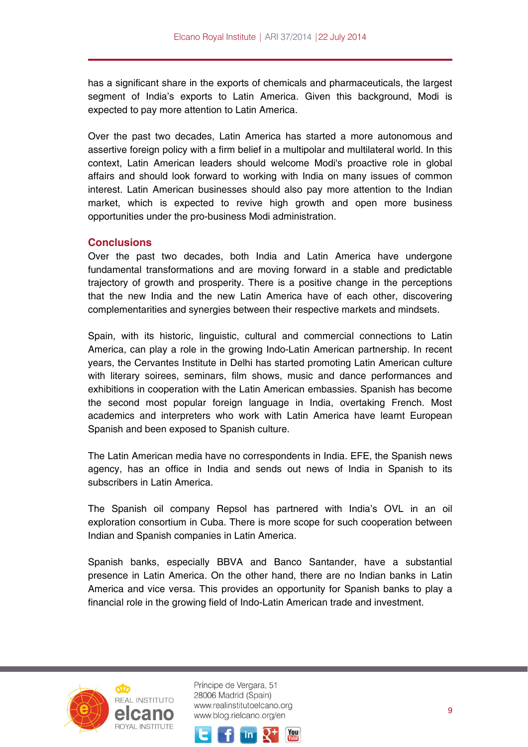has a significant share in the exports of chemicals and pharmaceuticals, the largest segment of India's exports to Latin America. Given this background, Modi is expected to pay more attention to Latin America.

Over the past two decades, Latin America has started a more autonomous and assertive foreign policy with a firm belief in a multipolar and multilateral world. In this context, Latin American leaders should welcome Modi's proactive role in global affairs and should look forward to working with India on many issues of common interest. Latin American businesses should also pay more attention to the Indian market, which is expected to revive high growth and open more business opportunities under the pro-business Modi administration.

## Conclusions

Over the past two decades, both India and Latin America have undergone fundamental transformations and are moving forward in a stable and predictable trajectory of growth and prosperity. There is a positive change in the perceptions that the new India and the new Latin America have of each other, discovering complementarities and synergies between their respective markets and mindsets.

Spain, with its historic, linguistic, cultural and commercial connections to Latin America, can play a role in the growing Indo-Latin American partnership. In recent years, the Cervantes Institute in Delhi has started promoting Latin American culture with literary soirees, seminars, film shows, music and dance performances and exhibitions in cooperation with the Latin American embassies. Spanish has become the second most popular foreign language in India, overtaking French. Most academics and interpreters who work with Latin America have learnt European Spanish and been exposed to Spanish culture.

The Latin American media have no correspondents in India. EFE, the Spanish news agency, has an office in India and sends out news of India in Spanish to its subscribers in Latin America.

The Spanish oil company Repsol has partnered with India's OVL in an oil exploration consortium in Cuba. There is more scope for such cooperation between Indian and Spanish companies in Latin America.

Spanish banks, especially BBVA and Banco Santander, have a substantial presence in Latin America. On the other hand, there are no Indian banks in Latin America and vice versa. This provides an opportunity for Spanish banks to play a financial role in the growing field of Indo-Latin American trade and investment.